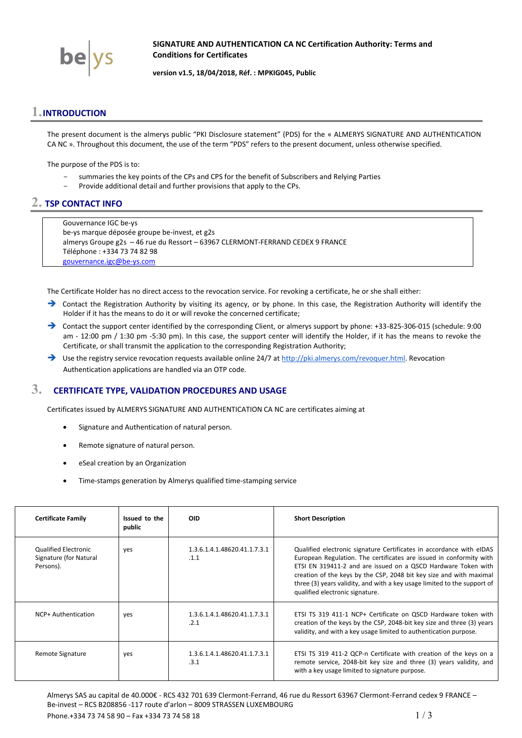**SIGNATURE AND AUTHENTICATION CA NC Certification Authority: Terms and Conditions for Certificates**

**version v1.5, 18/04/2018, Réf. : MPKIG045, Public**

# 1. INTRODUCTION

The present document is the almerys public "PKI Disclosure statement" (PDS) for the « ALMERYS SIGNATURE AND AUTHENTICATION CA NC ». Throughout this document, the use of the term "PDS" refers to the present document, unless otherwise specified.

The purpose of the PDS is to:

- summaries the key points of the CPs and CPS for the benefit of Subscribers and Relying Parties
- Provide additional detail and further provisions that apply to the CPs.

# 2. TSP CONTACT INFO

Gouvernance IGC be-ys
be-ys marque déposée groupe be-invest, et g2s
almerys Groupe g2s – 46 rue du Ressort – 63967 CLERMONT-FERRAND CEDEX 9 FRANCE
Téléphone : +334 73 74 82 98
gouvernance.igc@be-ys.com

The Certificate Holder has no direct access to the revocation service. For revoking a certificate, he or she shall either:

- Contact the Registration Authority by visiting its agency, or by phone. In this case, the Registration Authority will identify the Holder if it has the means to do it or will revoke the concerned certificate;
- Contact the support center identified by the corresponding Client, or almerys support by phone: +33-825-306-015 (schedule: 9:00 am - 12:00 pm / 1:30 pm -5:30 pm). In this case, the support center will identify the Holder, if it has the means to revoke the Certificate, or shall transmit the application to the corresponding Registration Authority;
- Use the registry service revocation requests available online 24/7 at http://pki.almerys.com/revoquer.html. Revocation Authentication applications are handled via an OTP code.

# 3. CERTIFICATE TYPE, VALIDATION PROCEDURES AND USAGE

Certificates issued by ALMERYS SIGNATURE AND AUTHENTICATION CA NC are certificates aiming at

- Signature and Authentication of natural person.
- Remote signature of natural person.
- eSeal creation by an Organization
- Time-stamps generation by Almerys qualified time-stamping service

| Certificate Family | Issued to the public | OID | Short Description |
|---|---|---|---|
| Qualified Electronic Signature (for Natural Persons). | yes | 1.3.6.1.4.1.48620.41.1.7.3.1.1 | Qualified electronic signature Certificates in accordance with eIDAS European Regulation. The certificates are issued in conformity with ETSI EN 319411-2 and are issued on a QSCD Hardware Token with creation of the keys by the CSP, 2048 bit key size and with maximal three (3) years validity, and with a key usage limited to the support of qualified electronic signature. |
| NCP+ Authentication | yes | 1.3.6.1.4.1.48620.41.1.7.3.1.2.1 | ETSI TS 319 411-1 NCP+ Certificate on QSCD Hardware token with creation of the keys by the CSP, 2048-bit key size and three (3) years validity, and with a key usage limited to authentication purpose. |
| Remote Signature | yes | 1.3.6.1.4.1.48620.41.1.7.3.1.3.1 | ETSI TS 319 411-2 QCP-n Certificate with creation of the keys on a remote service, 2048-bit key size and three (3) years validity, and with a key usage limited to signature purpose. |

Almerys SAS au capital de 40.000€ - RCS 432 701 639 Clermont-Ferrand, 46 rue du Ressort 63967 Clermont-Ferrand cedex 9 FRANCE – Be-invest – RCS B208856 -117 route d'arlon – 8009 STRASSEN LUXEMBOURG
Phone.+334 73 74 58 90 – Fax +334 73 74 58 18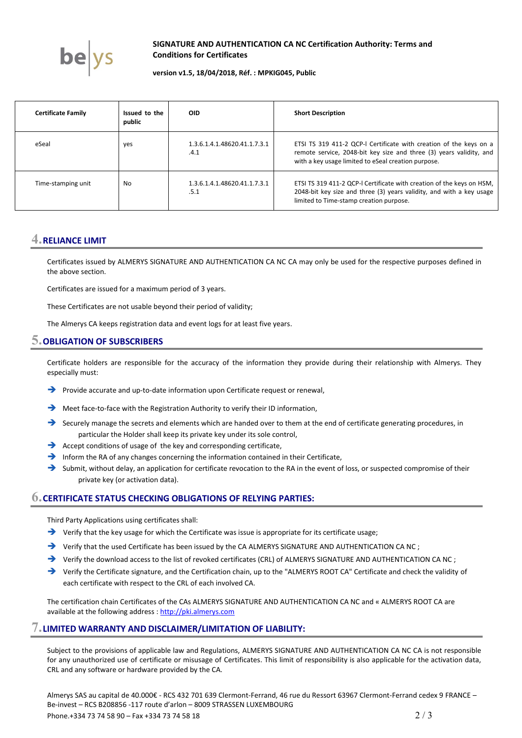| Certificate Family | Issued to the public | OID | Short Description |
|---|---|---|---|
| eSeal | yes | 1.3.6.1.4.1.48620.41.1.7.3.1.4.1 | ETSI TS 319 411-2 QCP-l Certificate with creation of the keys on a remote service, 2048-bit key size and three (3) years validity, and with a key usage limited to eSeal creation purpose. |
| Time-stamping unit | No | 1.3.6.1.4.1.48620.41.1.7.3.1.5.1 | ETSI TS 319 411-2 QCP-l Certificate with creation of the keys on HSM, 2048-bit key size and three (3) years validity, and with a key usage limited to Time-stamp creation purpose. |

# 4. RELIANCE LIMIT

Certificates issued by ALMERYS SIGNATURE AND AUTHENTICATION CA NC CA may only be used for the respective purposes defined in the above section.

Certificates are issued for a maximum period of 3 years.

These Certificates are not usable beyond their period of validity;

The Almerys CA keeps registration data and event logs for at least five years.

# 5. OBLIGATION OF SUBSCRIBERS

Certificate holders are responsible for the accuracy of the information they provide during their relationship with Almerys. They especially must:

- Provide accurate and up-to-date information upon Certificate request or renewal,
- Meet face-to-face with the Registration Authority to verify their ID information,
- Securely manage the secrets and elements which are handed over to them at the end of certificate generating procedures, in particular the Holder shall keep its private key under its sole control,
- Accept conditions of usage of the key and corresponding certificate,
- Inform the RA of any changes concerning the information contained in their Certificate,
- Submit, without delay, an application for certificate revocation to the RA in the event of loss, or suspected compromise of their private key (or activation data).

# 6. CERTIFICATE STATUS CHECKING OBLIGATIONS OF RELYING PARTIES:

Third Party Applications using certificates shall:

- Verify that the key usage for which the Certificate was issue is appropriate for its certificate usage;
- Verify that the used Certificate has been issued by the CA ALMERYS SIGNATURE AND AUTHENTICATION CA NC ;
- Verify the download access to the list of revoked certificates (CRL) of ALMERYS SIGNATURE AND AUTHENTICATION CA NC ;
- Verify the Certificate signature, and the Certification chain, up to the "ALMERYS ROOT CA" Certificate and check the validity of each certificate with respect to the CRL of each involved CA.

The certification chain Certificates of the CAs ALMERYS SIGNATURE AND AUTHENTICATION CA NC and « ALMERYS ROOT CA are available at the following address : http://pki.almerys.com

# 7. LIMITED WARRANTY AND DISCLAIMER/LIMITATION OF LIABILITY:

Subject to the provisions of applicable law and Regulations, ALMERYS SIGNATURE AND AUTHENTICATION CA NC CA is not responsible for any unauthorized use of certificate or misusage of Certificates. This limit of responsibility is also applicable for the activation data, CRL and any software or hardware provided by the CA.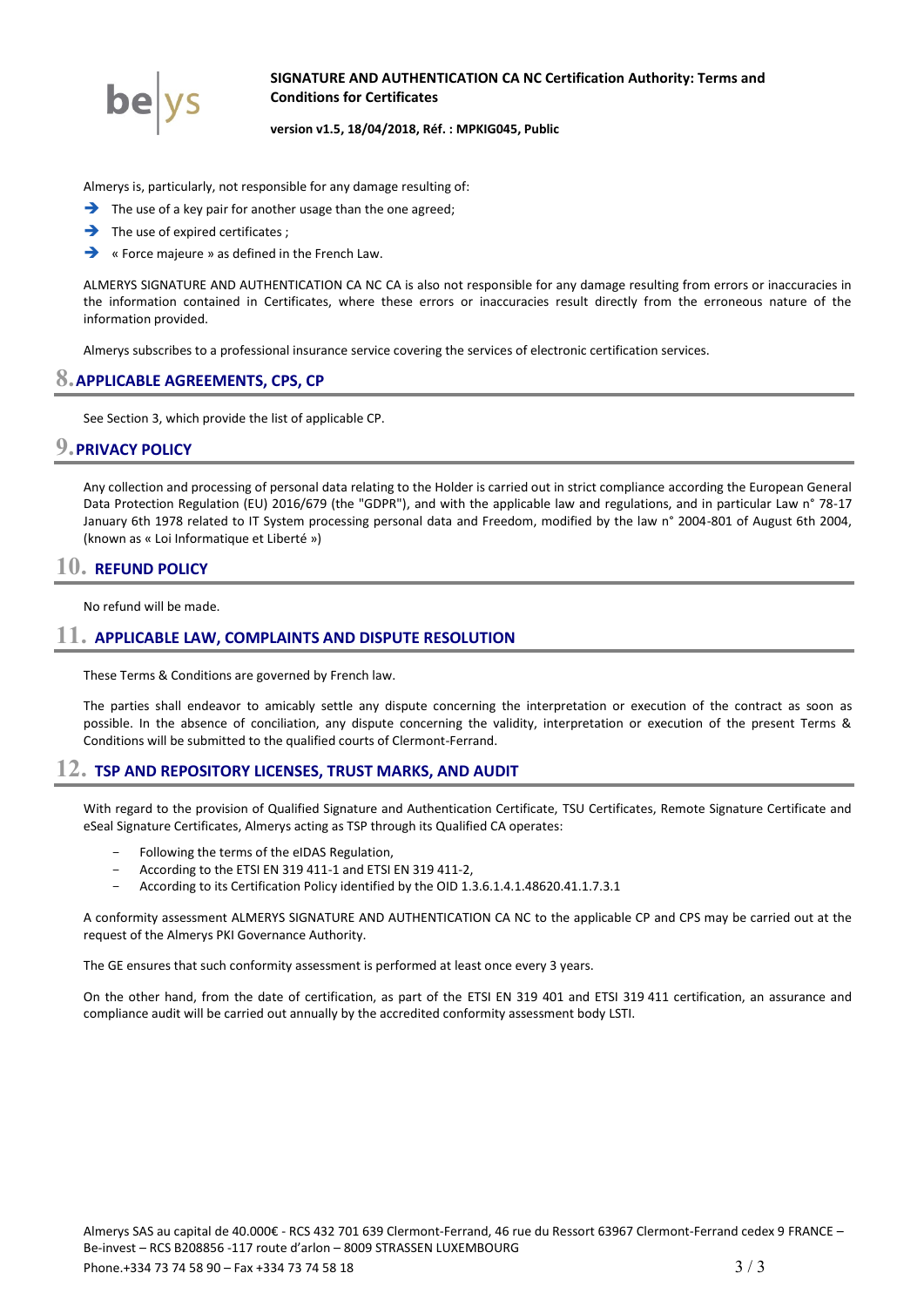Almerys is, particularly, not responsible for any damage resulting of:

- The use of a key pair for another usage than the one agreed;
- The use of expired certificates ;
- « Force majeure » as defined in the French Law.

ALMERYS SIGNATURE AND AUTHENTICATION CA NC CA is also not responsible for any damage resulting from errors or inaccuracies in the information contained in Certificates, where these errors or inaccuracies result directly from the erroneous nature of the information provided.

Almerys subscribes to a professional insurance service covering the services of electronic certification services.

## 8. APPLICABLE AGREEMENTS, CPS, CP

See Section 3, which provide the list of applicable CP.

## 9. PRIVACY POLICY

Any collection and processing of personal data relating to the Holder is carried out in strict compliance according the European General Data Protection Regulation (EU) 2016/679 (the "GDPR"), and with the applicable law and regulations, and in particular Law n° 78-17 January 6th 1978 related to IT System processing personal data and Freedom, modified by the law n° 2004-801 of August 6th 2004, (known as « Loi Informatique et Liberté »)

## 10. REFUND POLICY

No refund will be made.

## 11. APPLICABLE LAW, COMPLAINTS AND DISPUTE RESOLUTION

These Terms & Conditions are governed by French law.

The parties shall endeavor to amicably settle any dispute concerning the interpretation or execution of the contract as soon as possible. In the absence of conciliation, any dispute concerning the validity, interpretation or execution of the present Terms & Conditions will be submitted to the qualified courts of Clermont-Ferrand.

## 12. TSP AND REPOSITORY LICENSES, TRUST MARKS, AND AUDIT

With regard to the provision of Qualified Signature and Authentication Certificate, TSU Certificates, Remote Signature Certificate and eSeal Signature Certificates, Almerys acting as TSP through its Qualified CA operates:

- Following the terms of the eIDAS Regulation,
- According to the ETSI EN 319 411-1 and ETSI EN 319 411-2,
- According to its Certification Policy identified by the OID 1.3.6.1.4.1.48620.41.1.7.3.1

A conformity assessment ALMERYS SIGNATURE AND AUTHENTICATION CA NC to the applicable CP and CPS may be carried out at the request of the Almerys PKI Governance Authority.

The GE ensures that such conformity assessment is performed at least once every 3 years.

On the other hand, from the date of certification, as part of the ETSI EN 319 401 and ETSI 319 411 certification, an assurance and compliance audit will be carried out annually by the accredited conformity assessment body LSTI.